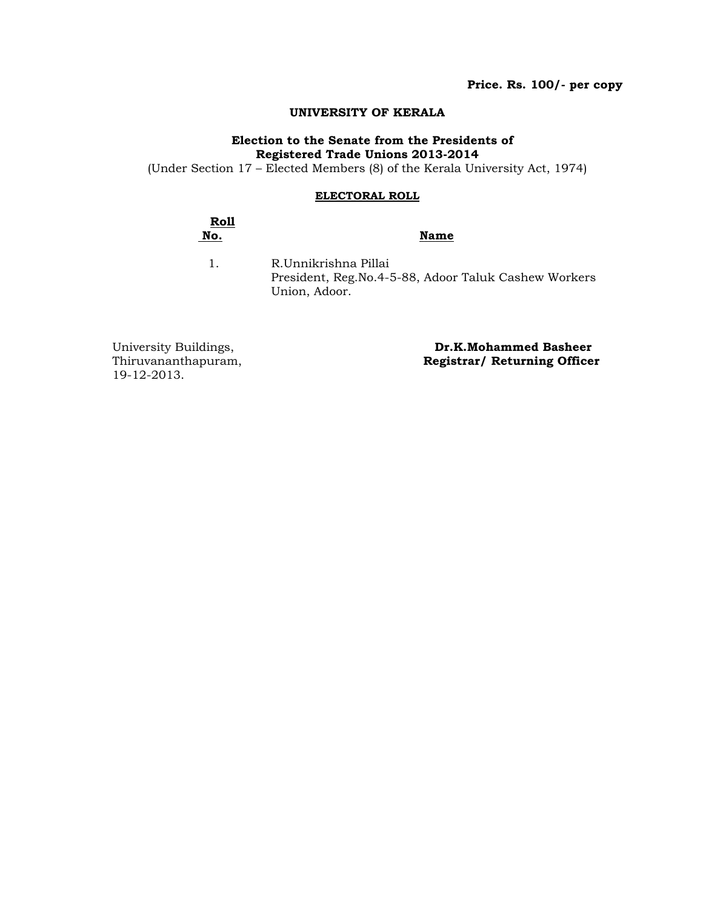**Price. Rs. 100/- per copy**

# UNIVERSITY OF KERALA

## Election to the Senate from the Presidents of Registered Trade Unions 2013-2014

(Under Section 17 – Elected Members (8) of the Kerala University Act, 1974)

### ELECTORAL ROLL

| Roll No. | Name |
|---|---|
| 1. | R.Unnikrishna Pillai<br>President, Reg.No.4-5-88, Adoor Taluk Cashew Workers Union, Adoor. |

University Buildings,
Thiruvananthapuram,
19-12-2013.

**Dr.K.Mohammed Basheer**
**Registrar/ Returning Officer**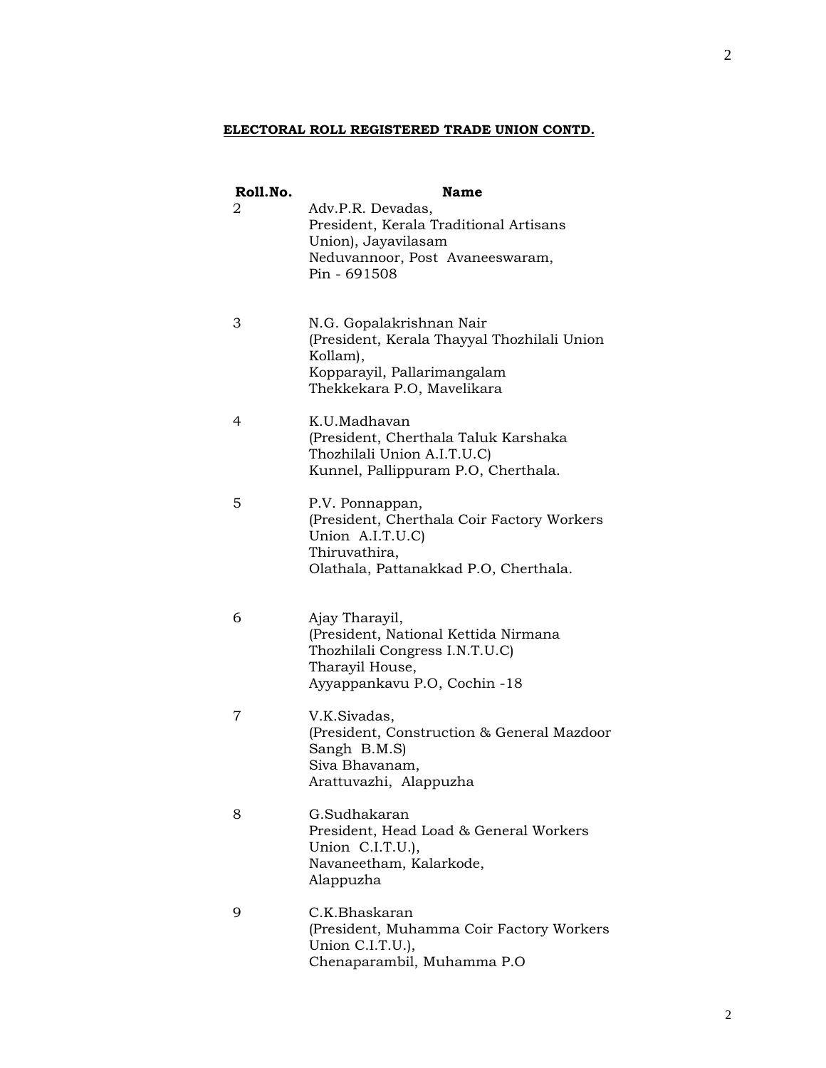**ELECTORAL ROLL REGISTERED TRADE UNION CONTD.**

| Roll.No. | Name |
|---|---|
| 2 | Adv.P.R. Devadas,<br>President, Kerala Traditional Artisans Union), Jayavilasam<br>Neduvannoor, Post Avaneeswaram,<br>Pin - 691508 |
| 3 | N.G. Gopalakrishnan Nair<br>(President, Kerala Thayyal Thozhilali Union Kollam),<br>Kopparayil, Pallarimangalam<br>Thekkekara P.O, Mavelikara |
| 4 | K.U.Madhavan<br>(President, Cherthala Taluk Karshaka Thozhilali Union A.I.T.U.C)<br>Kunnel, Pallippuram P.O, Cherthala. |
| 5 | P.V. Ponnappan,<br>(President, Cherthala Coir Factory Workers Union A.I.T.U.C)<br>Thiruvathira,<br>Olathala, Pattanakkad P.O, Cherthala. |
| 6 | Ajay Tharayil,<br>(President, National Kettida Nirmana Thozhilali Congress I.N.T.U.C)<br>Tharayil House,<br>Ayyappankavu P.O, Cochin -18 |
| 7 | V.K.Sivadas,<br>(President, Construction & General Mazdoor Sangh B.M.S)<br>Siva Bhavanam,<br>Arattuvazhi, Alappuzha |
| 8 | G.Sudhakaran<br>President, Head Load & General Workers Union C.I.T.U.),<br>Navaneetham, Kalarkode,<br>Alappuzha |
| 9 | C.K.Bhaskaran<br>(President, Muhamma Coir Factory Workers Union C.I.T.U.),<br>Chenaparambil, Muhamma P.O |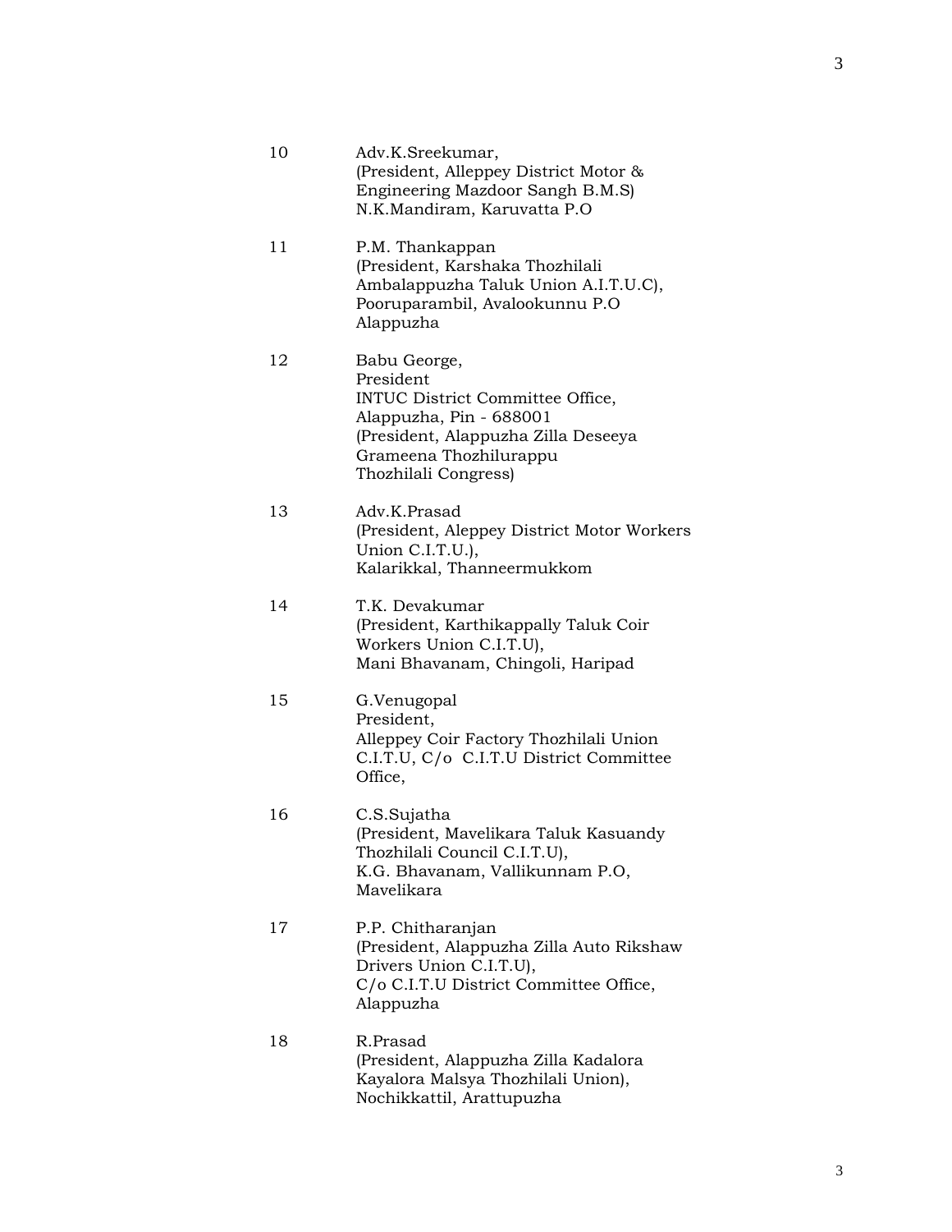10 Adv.K.Sreekumar,
(President, Alleppey District Motor & Engineering Mazdoor Sangh B.M.S)
N.K.Mandiram, Karuvatta P.O

11 P.M. Thankappan
(President, Karshaka Thozhilali Ambalappuzha Taluk Union A.I.T.U.C),
Pooruparambil, Avalookunnu P.O
Alappuzha

12 Babu George,
President
INTUC District Committee Office,
Alappuzha, Pin - 688001
(President, Alappuzha Zilla Deseeya Grameena Thozhilurappu Thozhilali Congress)

13 Adv.K.Prasad
(President, Aleppey District Motor Workers Union C.I.T.U.),
Kalarikkal, Thanneermukkom

14 T.K. Devakumar
(President, Karthikappally Taluk Coir Workers Union C.I.T.U),
Mani Bhavanam, Chingoli, Haripad

15 G.Venugopal
President,
Alleppey Coir Factory Thozhilali Union C.I.T.U, C/o C.I.T.U District Committee Office,

16 C.S.Sujatha
(President, Mavelikara Taluk Kasuandy Thozhilali Council C.I.T.U),
K.G. Bhavanam, Vallikunnam P.O,
Mavelikara

17 P.P. Chitharanjan
(President, Alappuzha Zilla Auto Rikshaw Drivers Union C.I.T.U),
C/o C.I.T.U District Committee Office,
Alappuzha

18 R.Prasad
(President, Alappuzha Zilla Kadalora Kayalora Malsya Thozhilali Union),
Nochikkattil, Arattupuzha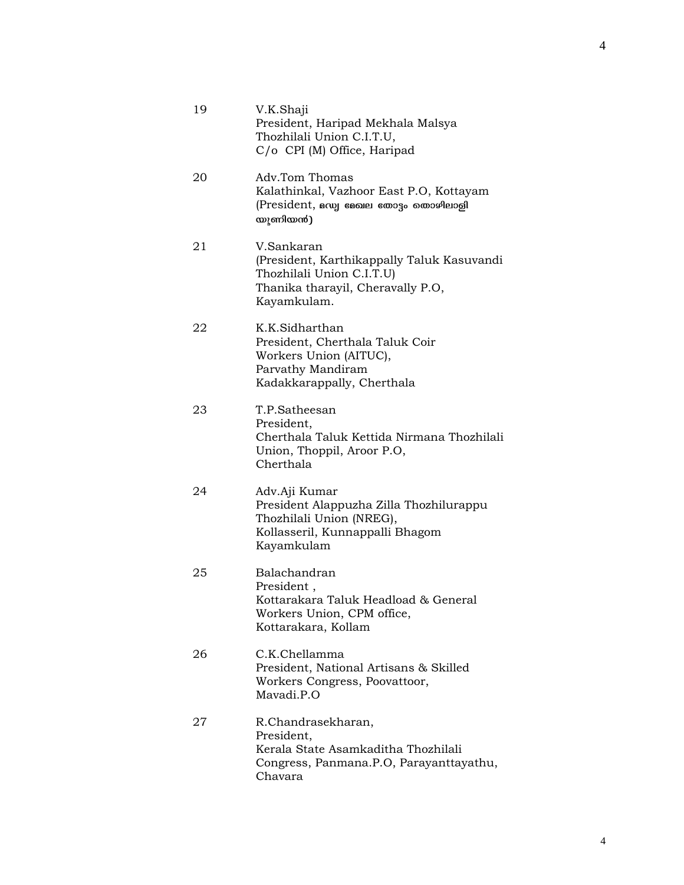19 V.K.Shaji
President, Haripad Mekhala Malsya
Thozhilali Union C.I.T.U,
C/o CPI (M) Office, Haripad

20 Adv.Tom Thomas
Kalathinkal, Vazhoor East P.O, Kottayam
(President, മധ്യ മേഖല തോട്ടം തൊഴിലാളി യൂണിയൻ)

21 V.Sankaran
(President, Karthikappally Taluk Kasuvandi
Thozhilali Union C.I.T.U)
Thanika tharayil, Cheravally P.O,
Kayamkulam.

22 K.K.Sidharthan
President, Cherthala Taluk Coir
Workers Union (AITUC),
Parvathy Mandiram
Kadakkarappally, Cherthala

23 T.P.Satheesan
President,
Cherthala Taluk Kettida Nirmana Thozhilali
Union, Thoppil, Aroor P.O,
Cherthala

24 Adv.Aji Kumar
President Alappuzha Zilla Thozhilurappu
Thozhilali Union (NREG),
Kollasseril, Kunnappalli Bhagom
Kayamkulam

25 Balachandran
President ,
Kottarakara Taluk Headload & General
Workers Union, CPM office,
Kottarakara, Kollam

26 C.K.Chellamma
President, National Artisans & Skilled
Workers Congress, Poovattoor,
Mavadi.P.O

27 R.Chandrasekharan,
President,
Kerala State Asamkaditha Thozhilali
Congress, Panmana.P.O, Parayanttayathu,
Chavara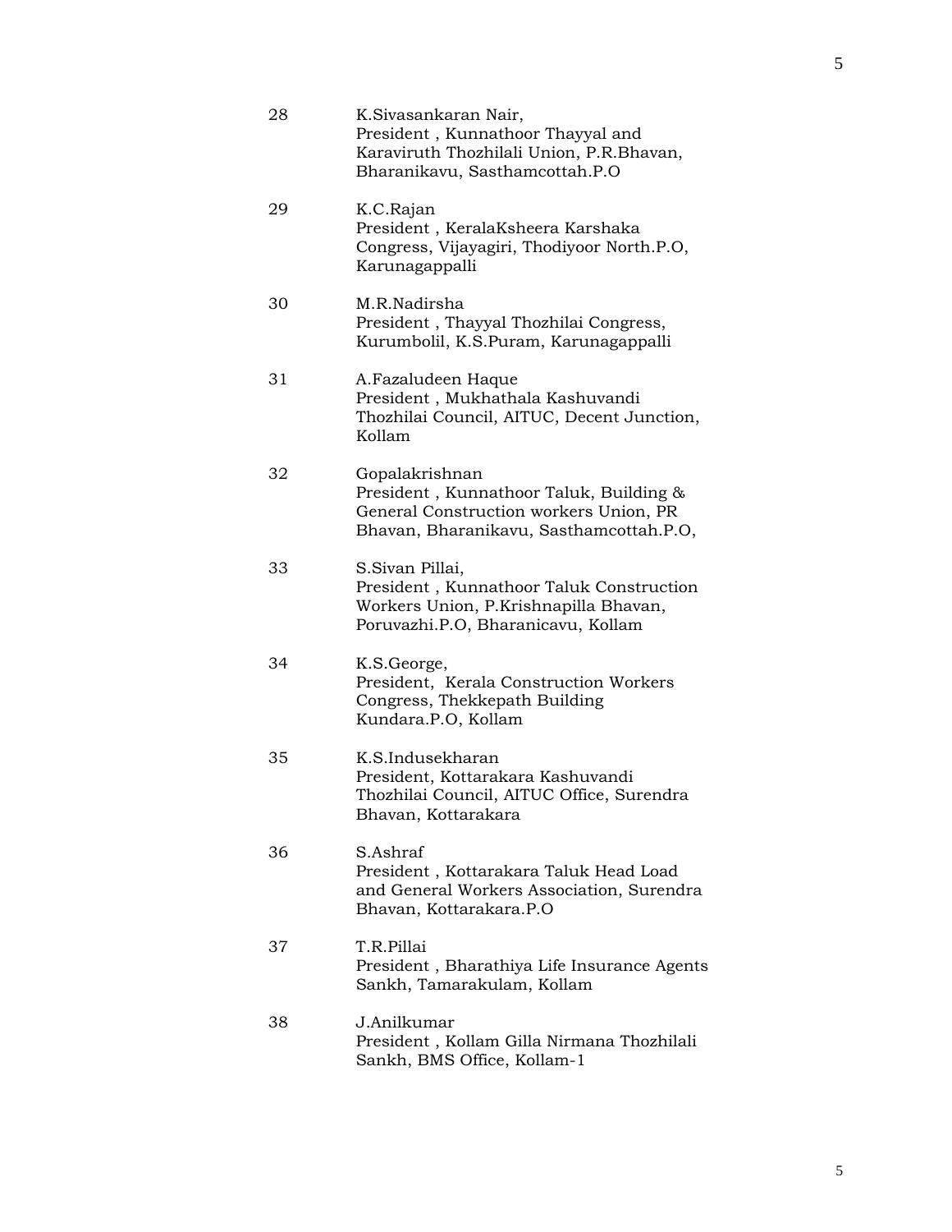| | |
|---|---|
| 28 | K.Sivasankaran Nair,<br>President , Kunnathoor Thayyal and Karaviruth Thozhilali Union, P.R.Bhavan, Bharanikavu, Sasthamcottah.P.O |
| 29 | K.C.Rajan<br>President , KeralaKsheera Karshaka Congress, Vijayagiri, Thodiyoor North.P.O, Karunagappalli |
| 30 | M.R.Nadirsha<br>President , Thayyal Thozhilai Congress, Kurumbolil, K.S.Puram, Karunagappalli |
| 31 | A.Fazaludeen Haque<br>President , Mukhathala Kashuvandi Thozhilai Council, AITUC, Decent Junction, Kollam |
| 32 | Gopalakrishnan<br>President , Kunnathoor Taluk, Building & General Construction workers Union, PR Bhavan, Bharanikavu, Sasthamcottah.P.O, |
| 33 | S.Sivan Pillai,<br>President , Kunnathoor Taluk Construction Workers Union, P.Krishnapilla Bhavan, Poruvazhi.P.O, Bharanicavu, Kollam |
| 34 | K.S.George,<br>President, Kerala Construction Workers Congress, Thekkepath Building Kundara.P.O, Kollam |
| 35 | K.S.Indusekharan<br>President, Kottarakara Kashuvandi Thozhilai Council, AITUC Office, Surendra Bhavan, Kottarakara |
| 36 | S.Ashraf<br>President , Kottarakara Taluk Head Load and General Workers Association, Surendra Bhavan, Kottarakara.P.O |
| 37 | T.R.Pillai<br>President , Bharathiya Life Insurance Agents Sankh, Tamarakulam, Kollam |
| 38 | J.Anilkumar<br>President , Kollam Gilla Nirmana Thozhilali Sankh, BMS Office, Kollam-1 |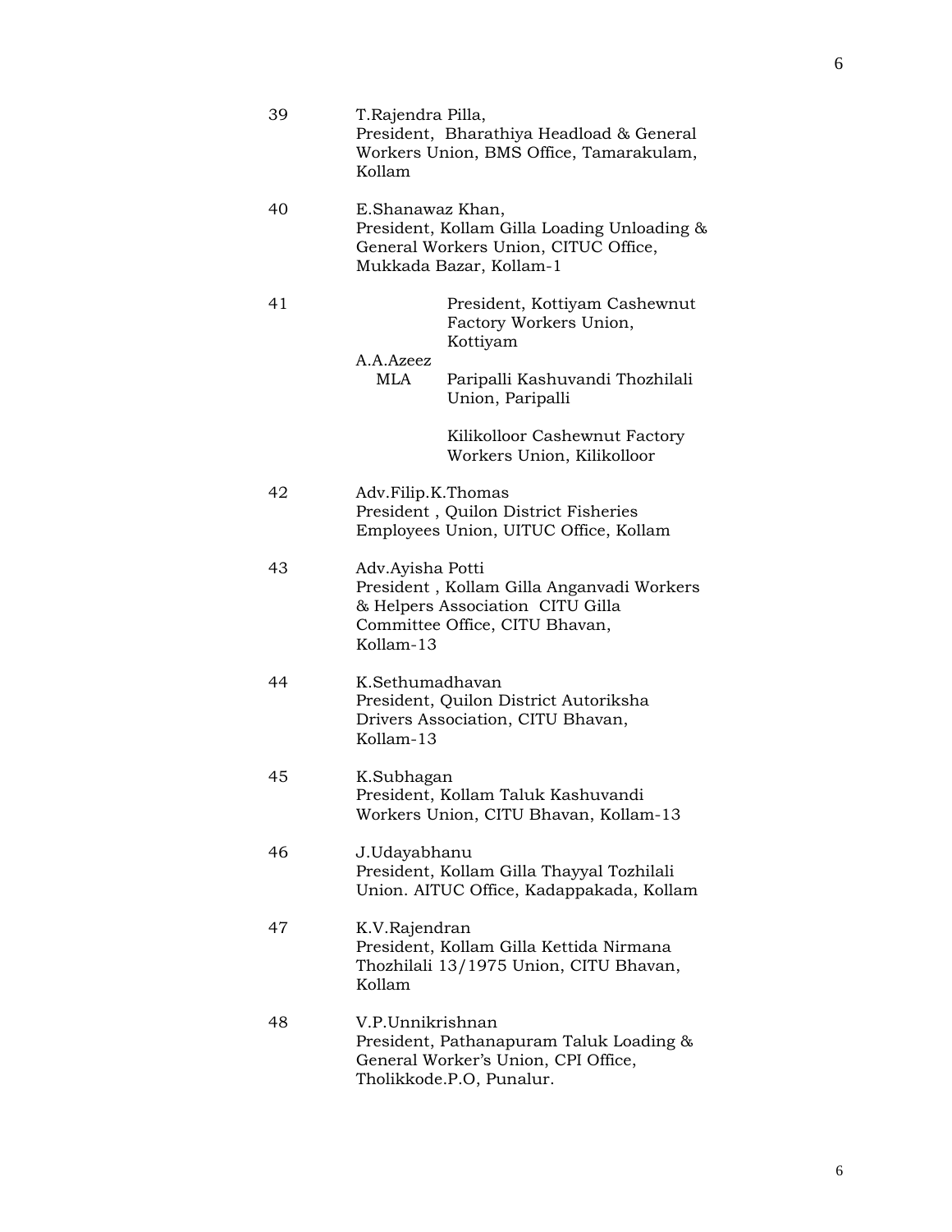| No. | Name & Address |
|---|---|
| 39 | T.Rajendra Pilla,<br>President, Bharathiya Headload & General Workers Union, BMS Office, Tamarakulam, Kollam |
| 40 | E.Shanawaz Khan,<br>President, Kollam Gilla Loading Unloading & General Workers Union, CITUC Office, Mukkada Bazar, Kollam-1 |
| 41 | A.A.Azeez MLA<br>President, Kottiyam Cashewnut Factory Workers Union, Kottiyam<br>Paripalli Kashuvandi Thozhilali Union, Paripalli<br>Kilikolloor Cashewnut Factory Workers Union, Kilikolloor |
| 42 | Adv.Filip.K.Thomas<br>President , Quilon District Fisheries Employees Union, UITUC Office, Kollam |
| 43 | Adv.Ayisha Potti<br>President , Kollam Gilla Anganvadi Workers & Helpers Association CITU Gilla Committee Office, CITU Bhavan, Kollam-13 |
| 44 | K.Sethumadhavan<br>President, Quilon District Autoriksha Drivers Association, CITU Bhavan, Kollam-13 |
| 45 | K.Subhagan<br>President, Kollam Taluk Kashuvandi Workers Union, CITU Bhavan, Kollam-13 |
| 46 | J.Udayabhanu<br>President, Kollam Gilla Thayyal Tozhilali Union. AITUC Office, Kadappakada, Kollam |
| 47 | K.V.Rajendran<br>President, Kollam Gilla Kettida Nirmana Thozhilali 13/1975 Union, CITU Bhavan, Kollam |
| 48 | V.P.Unnikrishnan<br>President, Pathanapuram Taluk Loading & General Worker's Union, CPI Office, Tholikkode.P.O, Punalur. |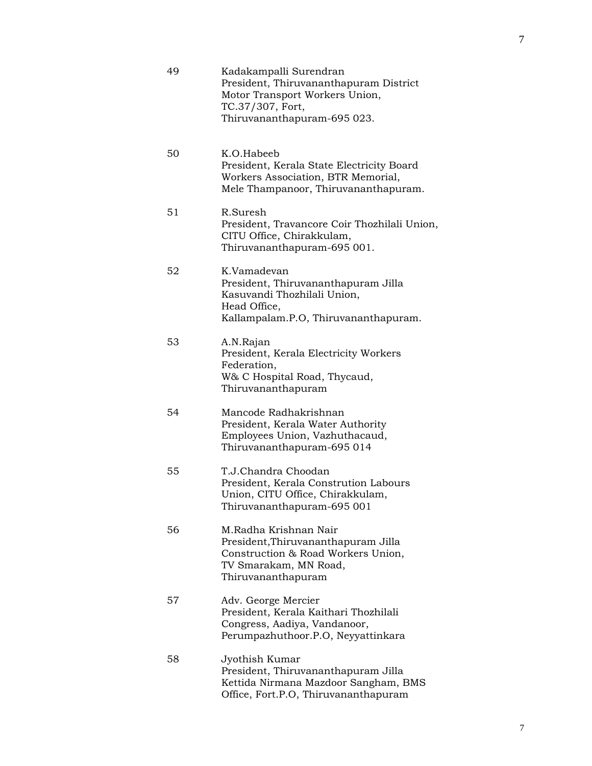49 Kadakampalli Surendran
President, Thiruvananthapuram District
Motor Transport Workers Union,
TC.37/307, Fort,
Thiruvananthapuram-695 023.

50 K.O.Habeeb
President, Kerala State Electricity Board
Workers Association, BTR Memorial,
Mele Thampanoor, Thiruvananthapuram.

51 R.Suresh
President, Travancore Coir Thozhilali Union,
CITU Office, Chirakkulam,
Thiruvananthapuram-695 001.

52 K.Vamadevan
President, Thiruvananthapuram Jilla
Kasuvandi Thozhilali Union,
Head Office,
Kallampalam.P.O, Thiruvananthapuram.

53 A.N.Rajan
President, Kerala Electricity Workers
Federation,
W& C Hospital Road, Thycaud,
Thiruvananthapuram

54 Mancode Radhakrishnan
President, Kerala Water Authority
Employees Union, Vazhuthacaud,
Thiruvananthapuram-695 014

55 T.J.Chandra Choodan
President, Kerala Constrution Labours
Union, CITU Office, Chirakkulam,
Thiruvananthapuram-695 001

56 M.Radha Krishnan Nair
President,Thiruvananthapuram Jilla
Construction & Road Workers Union,
TV Smarakam, MN Road,
Thiruvananthapuram

57 Adv. George Mercier
President, Kerala Kaithari Thozhilali
Congress, Aadiya, Vandanoor,
Perumpazhuthoor.P.O, Neyyattinkara

58 Jyothish Kumar
President, Thiruvananthapuram Jilla
Kettida Nirmana Mazdoor Sangham, BMS
Office, Fort.P.O, Thiruvananthapuram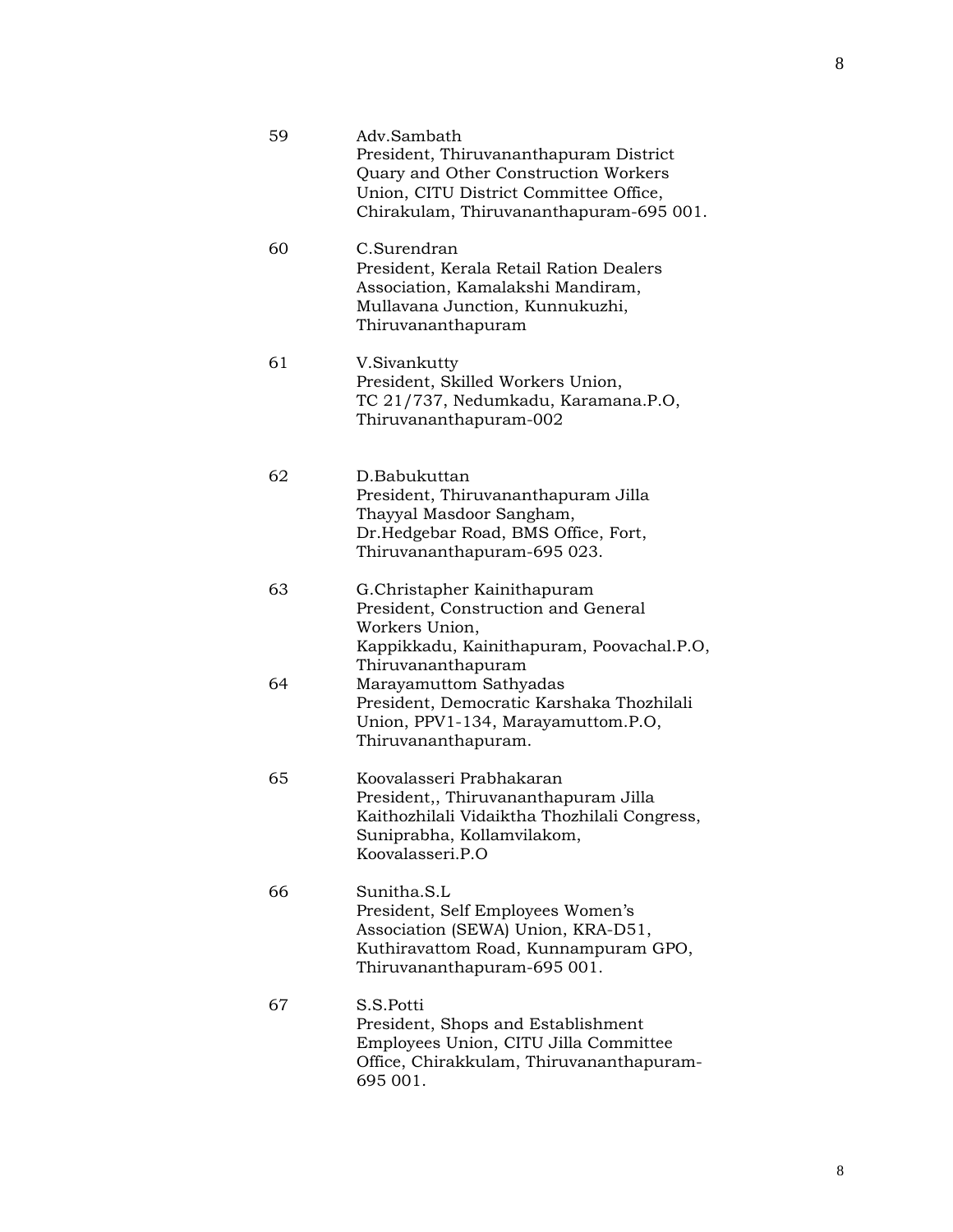59 Adv.Sambath
President, Thiruvananthapuram District Quary and Other Construction Workers Union, CITU District Committee Office, Chirakulam, Thiruvananthapuram-695 001.

60 C.Surendran
President, Kerala Retail Ration Dealers Association, Kamalakshi Mandiram, Mullavana Junction, Kunnukuzhi, Thiruvananthapuram

61 V.Sivankutty
President, Skilled Workers Union, TC 21/737, Nedumkadu, Karamana.P.O, Thiruvananthapuram-002

62 D.Babukuttan
President, Thiruvananthapuram Jilla Thayyal Masdoor Sangham, Dr.Hedgebar Road, BMS Office, Fort, Thiruvananthapuram-695 023.

63 G.Christapher Kainithapuram
President, Construction and General Workers Union, Kappikkadu, Kainithapuram, Poovachal.P.O, Thiruvananthapuram

64 Marayamuttom Sathyadas
President, Democratic Karshaka Thozhilali Union, PPV1-134, Marayamuttom.P.O, Thiruvananthapuram.

65 Koovalasseri Prabhakaran
President,, Thiruvananthapuram Jilla Kaithozhilali Vidaiktha Thozhilali Congress, Suniprabha, Kollamvilakom, Koovalasseri.P.O

66 Sunitha.S.L
President, Self Employees Women's Association (SEWA) Union, KRA-D51, Kuthiravattom Road, Kunnampuram GPO, Thiruvananthapuram-695 001.

67 S.S.Potti
President, Shops and Establishment Employees Union, CITU Jilla Committee Office, Chirakkulam, Thiruvananthapuram-695 001.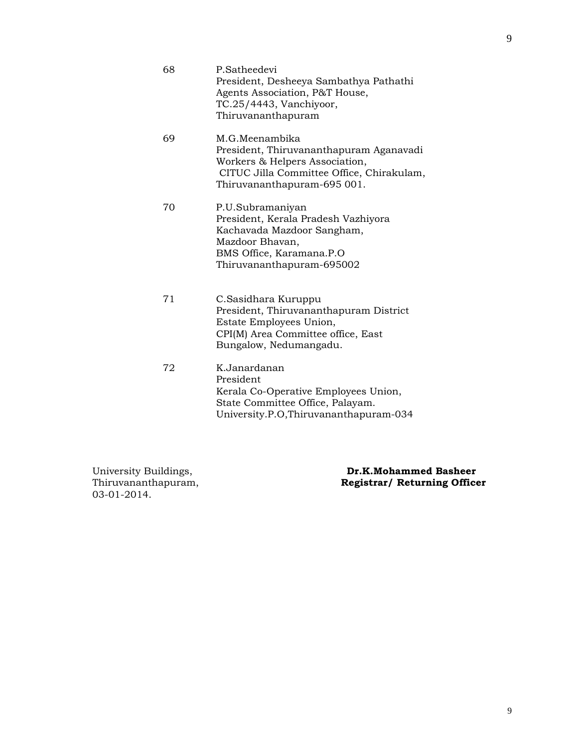68 P.Satheedevi
President, Desheeya Sambathya Pathathi
Agents Association, P&T House,
TC.25/4443, Vanchiyoor,
Thiruvananthapuram

69 M.G.Meenambika
President, Thiruvananthapuram Aganavadi
Workers & Helpers Association,
CITUC Jilla Committee Office, Chirakulam,
Thiruvananthapuram-695 001.

70 P.U.Subramaniyan
President, Kerala Pradesh Vazhiyora
Kachavada Mazdoor Sangham,
Mazdoor Bhavan,
BMS Office, Karamana.P.O
Thiruvananthapuram-695002

71 C.Sasidhara Kuruppu
President, Thiruvananthapuram District
Estate Employees Union,
CPI(M) Area Committee office, East
Bungalow, Nedumangadu.

72 K.Janardanan
President
Kerala Co-Operative Employees Union,
State Committee Office, Palayam.
University.P.O,Thiruvananthapuram-034

University Buildings,
Thiruvananthapuram,
03-01-2014.

**Dr.K.Mohammed Basheer**
**Registrar/ Returning Officer**